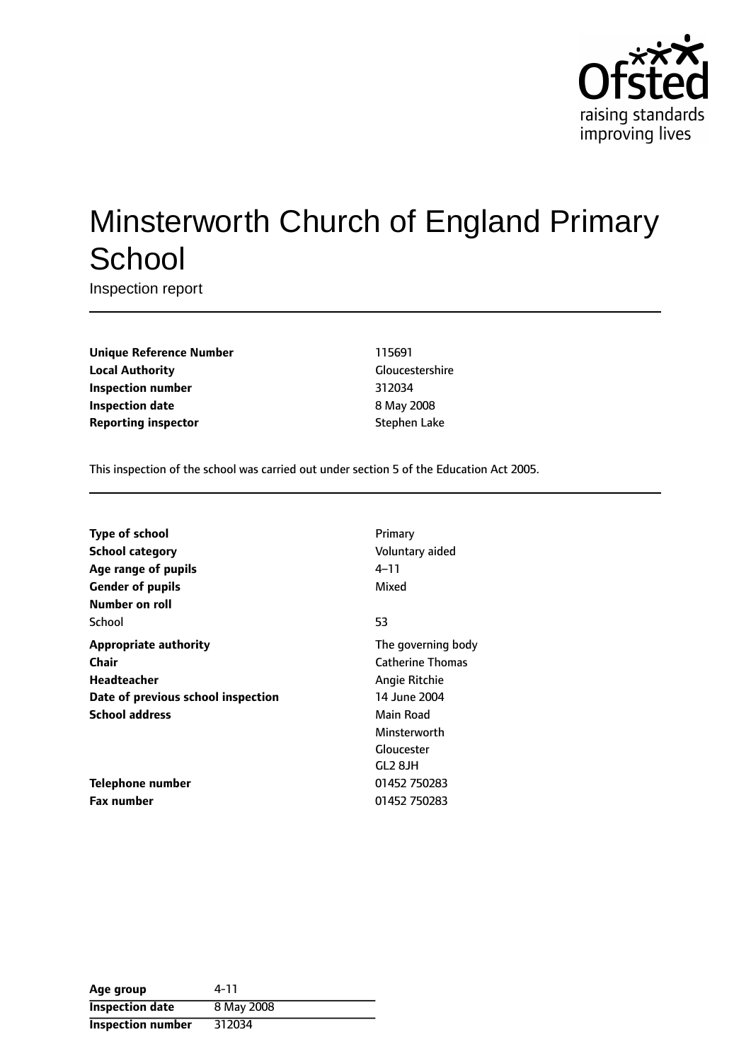Ofsted raising standards improving lives

# Minsterworth Church of England Primary School

Inspection report

| | |
|---|---|
| **Unique Reference Number** | 115691 |
| **Local Authority** | Gloucestershire |
| **Inspection number** | 312034 |
| **Inspection date** | 8 May 2008 |
| **Reporting inspector** | Stephen Lake |

This inspection of the school was carried out under section 5 of the Education Act 2005.

| | |
|---|---|
| **Type of school** | Primary |
| **School category** | Voluntary aided |
| **Age range of pupils** | 4–11 |
| **Gender of pupils** | Mixed |
| **Number on roll** | |
| School | 53 |
| **Appropriate authority** | The governing body |
| **Chair** | Catherine Thomas |
| **Headteacher** | Angie Ritchie |
| **Date of previous school inspection** | 14 June 2004 |
| **School address** | Main Road<br>Minsterworth<br>Gloucester<br>GL2 8JH |
| **Telephone number** | 01452 750283 |
| **Fax number** | 01452 750283 |

| | |
|---|---|
| **Age group** | 4-11 |
| **Inspection date** | 8 May 2008 |
| **Inspection number** | 312034 |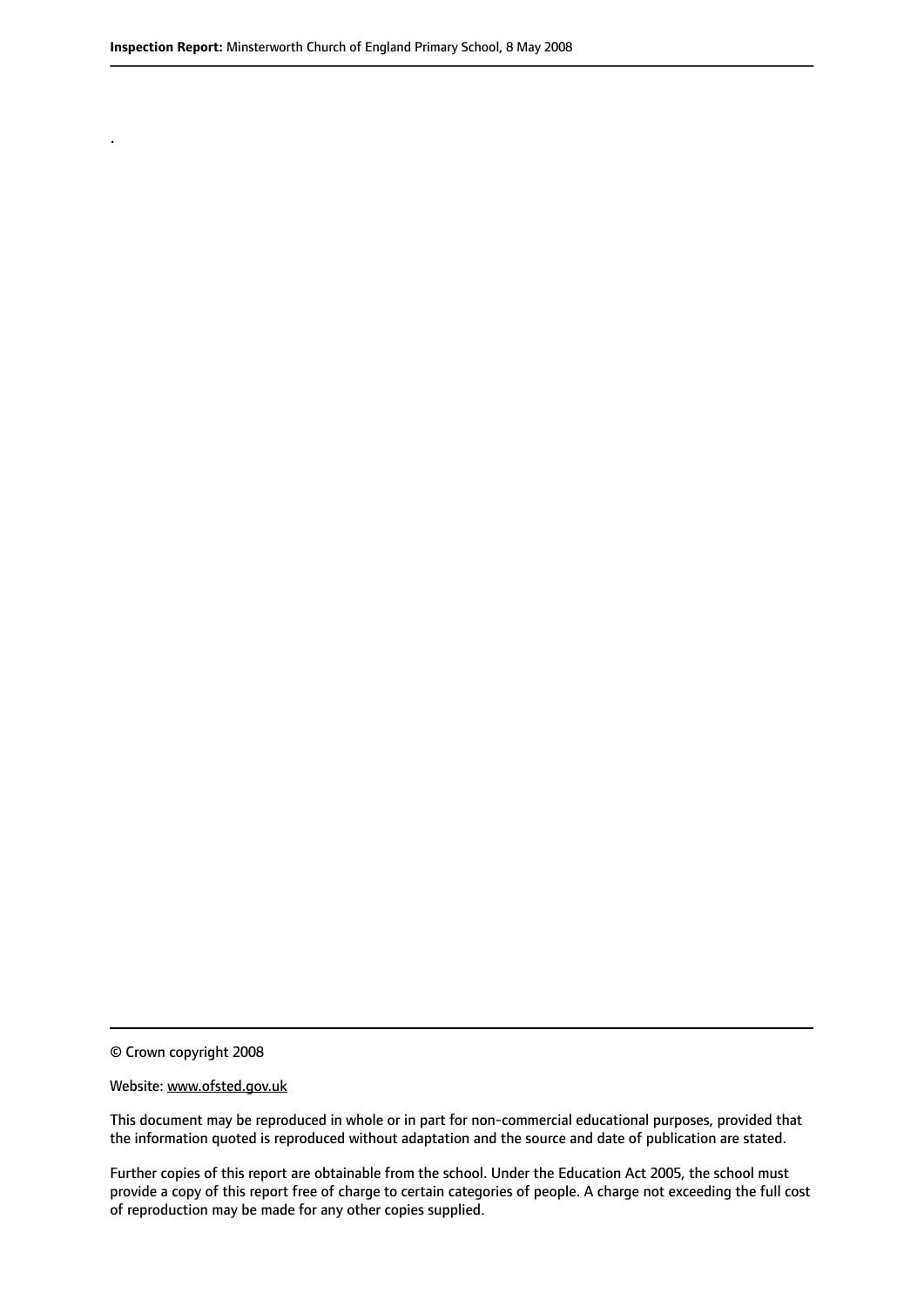.

© Crown copyright 2008

Website: www.ofsted.gov.uk

This document may be reproduced in whole or in part for non-commercial educational purposes, provided that the information quoted is reproduced without adaptation and the source and date of publication are stated.

Further copies of this report are obtainable from the school. Under the Education Act 2005, the school must provide a copy of this report free of charge to certain categories of people. A charge not exceeding the full cost of reproduction may be made for any other copies supplied.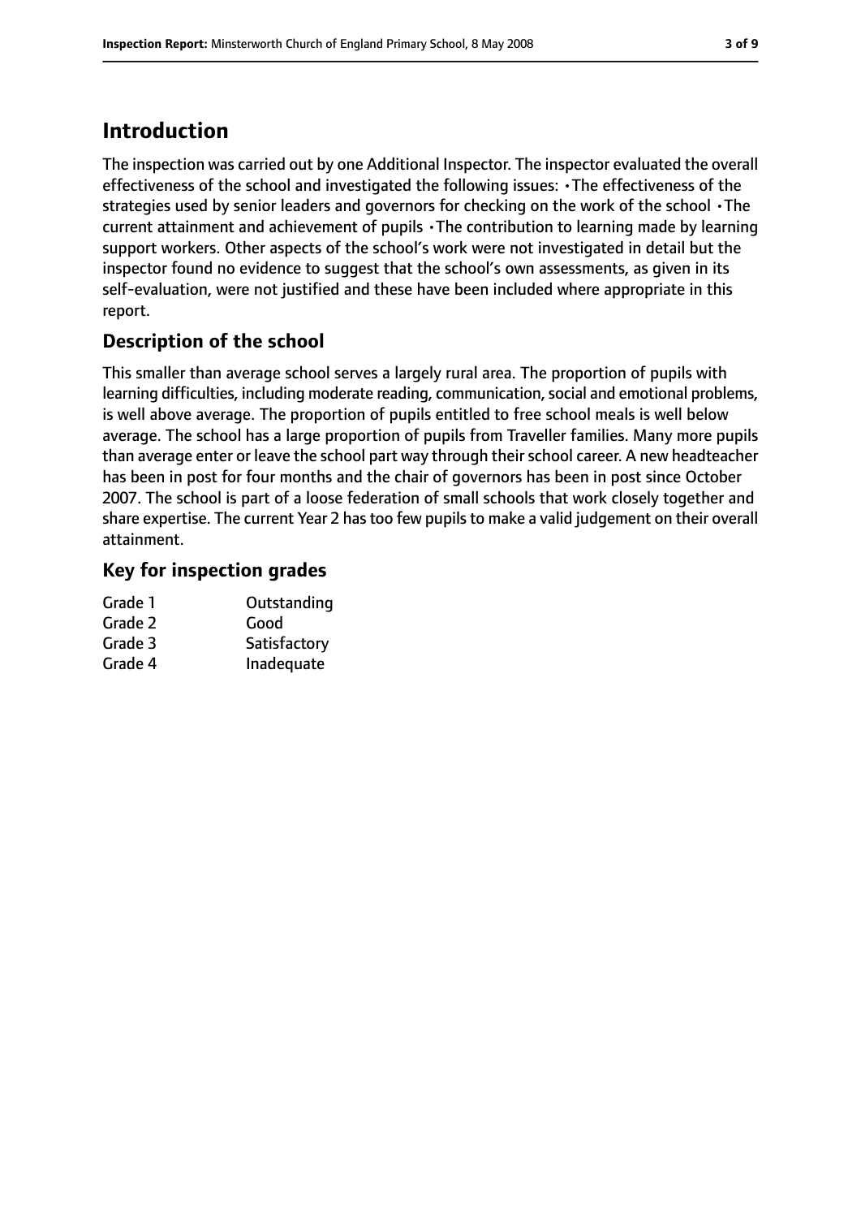## Introduction

The inspection was carried out by one Additional Inspector. The inspector evaluated the overall effectiveness of the school and investigated the following issues: •The effectiveness of the strategies used by senior leaders and governors for checking on the work of the school •The current attainment and achievement of pupils •The contribution to learning made by learning support workers. Other aspects of the school's work were not investigated in detail but the inspector found no evidence to suggest that the school's own assessments, as given in its self-evaluation, were not justified and these have been included where appropriate in this report.

### Description of the school

This smaller than average school serves a largely rural area. The proportion of pupils with learning difficulties, including moderate reading, communication, social and emotional problems, is well above average. The proportion of pupils entitled to free school meals is well below average. The school has a large proportion of pupils from Traveller families. Many more pupils than average enter or leave the school part way through their school career. A new headteacher has been in post for four months and the chair of governors has been in post since October 2007. The school is part of a loose federation of small schools that work closely together and share expertise. The current Year 2 has too few pupils to make a valid judgement on their overall attainment.

### Key for inspection grades

| | |
|---|---|
| Grade 1 | Outstanding |
| Grade 2 | Good |
| Grade 3 | Satisfactory |
| Grade 4 | Inadequate |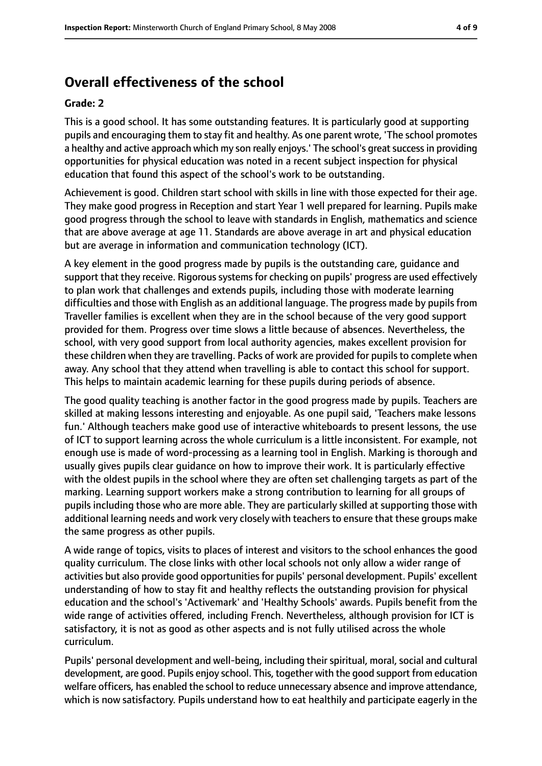## Overall effectiveness of the school

### Grade: 2

This is a good school. It has some outstanding features. It is particularly good at supporting pupils and encouraging them to stay fit and healthy. As one parent wrote, 'The school promotes a healthy and active approach which my son really enjoys.' The school's great success in providing opportunities for physical education was noted in a recent subject inspection for physical education that found this aspect of the school's work to be outstanding.

Achievement is good. Children start school with skills in line with those expected for their age. They make good progress in Reception and start Year 1 well prepared for learning. Pupils make good progress through the school to leave with standards in English, mathematics and science that are above average at age 11. Standards are above average in art and physical education but are average in information and communication technology (ICT).

A key element in the good progress made by pupils is the outstanding care, guidance and support that they receive. Rigorous systems for checking on pupils' progress are used effectively to plan work that challenges and extends pupils, including those with moderate learning difficulties and those with English as an additional language. The progress made by pupils from Traveller families is excellent when they are in the school because of the very good support provided for them. Progress over time slows a little because of absences. Nevertheless, the school, with very good support from local authority agencies, makes excellent provision for these children when they are travelling. Packs of work are provided for pupils to complete when away. Any school that they attend when travelling is able to contact this school for support. This helps to maintain academic learning for these pupils during periods of absence.

The good quality teaching is another factor in the good progress made by pupils. Teachers are skilled at making lessons interesting and enjoyable. As one pupil said, 'Teachers make lessons fun.' Although teachers make good use of interactive whiteboards to present lessons, the use of ICT to support learning across the whole curriculum is a little inconsistent. For example, not enough use is made of word-processing as a learning tool in English. Marking is thorough and usually gives pupils clear guidance on how to improve their work. It is particularly effective with the oldest pupils in the school where they are often set challenging targets as part of the marking. Learning support workers make a strong contribution to learning for all groups of pupils including those who are more able. They are particularly skilled at supporting those with additional learning needs and work very closely with teachers to ensure that these groups make the same progress as other pupils.

A wide range of topics, visits to places of interest and visitors to the school enhances the good quality curriculum. The close links with other local schools not only allow a wider range of activities but also provide good opportunities for pupils' personal development. Pupils' excellent understanding of how to stay fit and healthy reflects the outstanding provision for physical education and the school's 'Activemark' and 'Healthy Schools' awards. Pupils benefit from the wide range of activities offered, including French. Nevertheless, although provision for ICT is satisfactory, it is not as good as other aspects and is not fully utilised across the whole curriculum.

Pupils' personal development and well-being, including their spiritual, moral, social and cultural development, are good. Pupils enjoy school. This, together with the good support from education welfare officers, has enabled the school to reduce unnecessary absence and improve attendance, which is now satisfactory. Pupils understand how to eat healthily and participate eagerly in the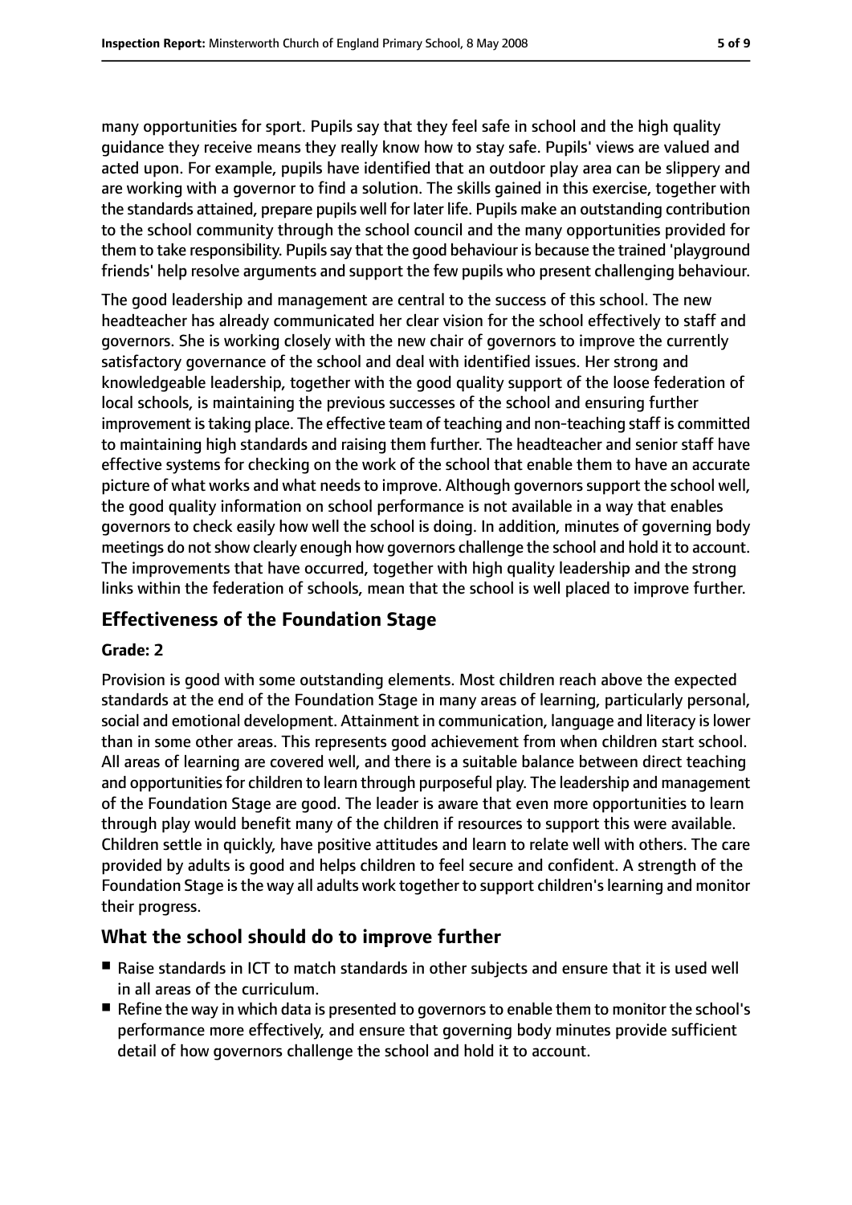many opportunities for sport. Pupils say that they feel safe in school and the high quality guidance they receive means they really know how to stay safe. Pupils' views are valued and acted upon. For example, pupils have identified that an outdoor play area can be slippery and are working with a governor to find a solution. The skills gained in this exercise, together with the standards attained, prepare pupils well for later life. Pupils make an outstanding contribution to the school community through the school council and the many opportunities provided for them to take responsibility. Pupils say that the good behaviour is because the trained 'playground friends' help resolve arguments and support the few pupils who present challenging behaviour.

The good leadership and management are central to the success of this school. The new headteacher has already communicated her clear vision for the school effectively to staff and governors. She is working closely with the new chair of governors to improve the currently satisfactory governance of the school and deal with identified issues. Her strong and knowledgeable leadership, together with the good quality support of the loose federation of local schools, is maintaining the previous successes of the school and ensuring further improvement is taking place. The effective team of teaching and non-teaching staff is committed to maintaining high standards and raising them further. The headteacher and senior staff have effective systems for checking on the work of the school that enable them to have an accurate picture of what works and what needs to improve. Although governors support the school well, the good quality information on school performance is not available in a way that enables governors to check easily how well the school is doing. In addition, minutes of governing body meetings do not show clearly enough how governors challenge the school and hold it to account. The improvements that have occurred, together with high quality leadership and the strong links within the federation of schools, mean that the school is well placed to improve further.

## Effectiveness of the Foundation Stage

**Grade: 2**

Provision is good with some outstanding elements. Most children reach above the expected standards at the end of the Foundation Stage in many areas of learning, particularly personal, social and emotional development. Attainment in communication, language and literacy is lower than in some other areas. This represents good achievement from when children start school. All areas of learning are covered well, and there is a suitable balance between direct teaching and opportunities for children to learn through purposeful play. The leadership and management of the Foundation Stage are good. The leader is aware that even more opportunities to learn through play would benefit many of the children if resources to support this were available. Children settle in quickly, have positive attitudes and learn to relate well with others. The care provided by adults is good and helps children to feel secure and confident. A strength of the Foundation Stage is the way all adults work together to support children's learning and monitor their progress.

## What the school should do to improve further

- Raise standards in ICT to match standards in other subjects and ensure that it is used well in all areas of the curriculum.
- Refine the way in which data is presented to governors to enable them to monitor the school's performance more effectively, and ensure that governing body minutes provide sufficient detail of how governors challenge the school and hold it to account.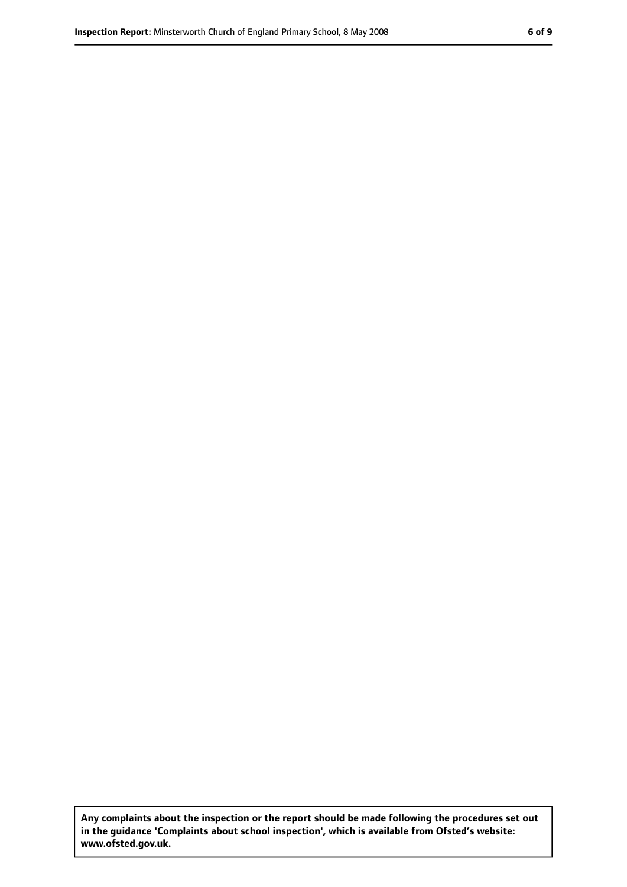**Any complaints about the inspection or the report should be made following the procedures set out in the guidance 'Complaints about school inspection', which is available from Ofsted's website: www.ofsted.gov.uk.**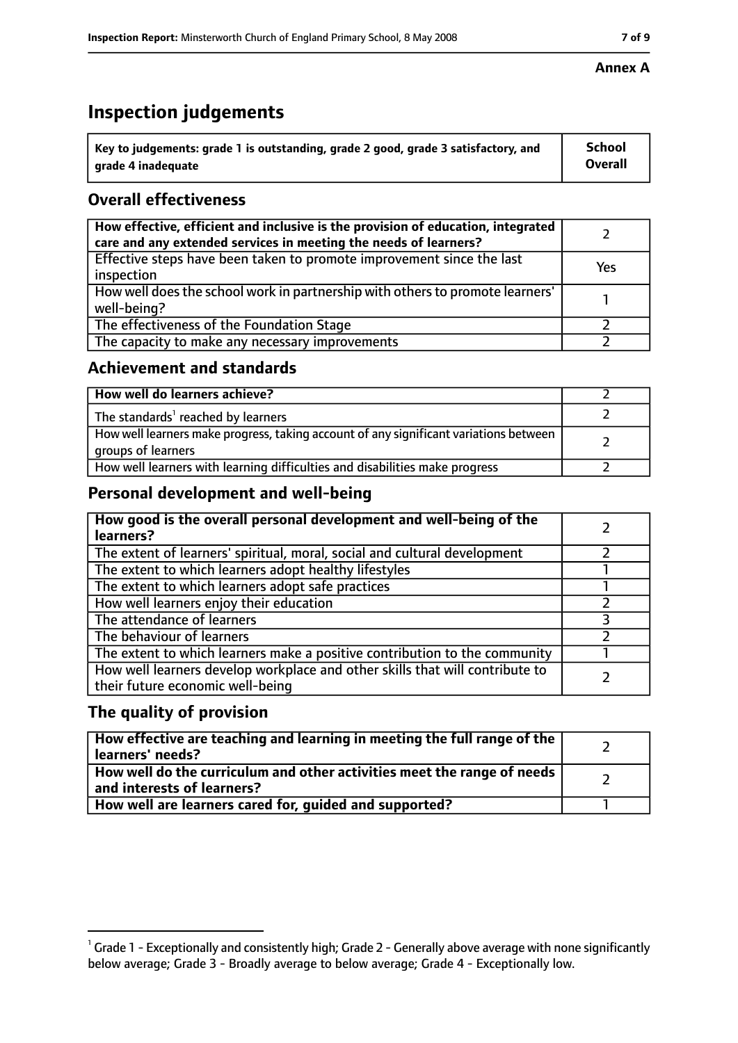**Annex A**

# Inspection judgements

| Key to judgements: grade 1 is outstanding, grade 2 good, grade 3 satisfactory, and grade 4 inadequate | School Overall |
|---|---|

## Overall effectiveness

| | |
|---|---|
| How effective, efficient and inclusive is the provision of education, integrated care and any extended services in meeting the needs of learners? | 2 |
| Effective steps have been taken to promote improvement since the last inspection | Yes |
| How well does the school work in partnership with others to promote learners' well-being? | 1 |
| The effectiveness of the Foundation Stage | 2 |
| The capacity to make any necessary improvements | 2 |

## Achievement and standards

| | |
|---|---|
| How well do learners achieve? | 2 |
| The standards[1] reached by learners | 2 |
| How well learners make progress, taking account of any significant variations between groups of learners | 2 |
| How well learners with learning difficulties and disabilities make progress | 2 |

## Personal development and well-being

| | |
|---|---|
| How good is the overall personal development and well-being of the learners? | 2 |
| The extent of learners' spiritual, moral, social and cultural development | 2 |
| The extent to which learners adopt healthy lifestyles | 1 |
| The extent to which learners adopt safe practices | 1 |
| How well learners enjoy their education | 2 |
| The attendance of learners | 3 |
| The behaviour of learners | 2 |
| The extent to which learners make a positive contribution to the community | 1 |
| How well learners develop workplace and other skills that will contribute to their future economic well-being | 2 |

## The quality of provision

| | |
|---|---|
| How effective are teaching and learning in meeting the full range of the learners' needs? | 2 |
| How well do the curriculum and other activities meet the range of needs and interests of learners? | 2 |
| How well are learners cared for, guided and supported? | 1 |

[1] Grade 1 - Exceptionally and consistently high; Grade 2 - Generally above average with none significantly below average; Grade 3 - Broadly average to below average; Grade 4 - Exceptionally low.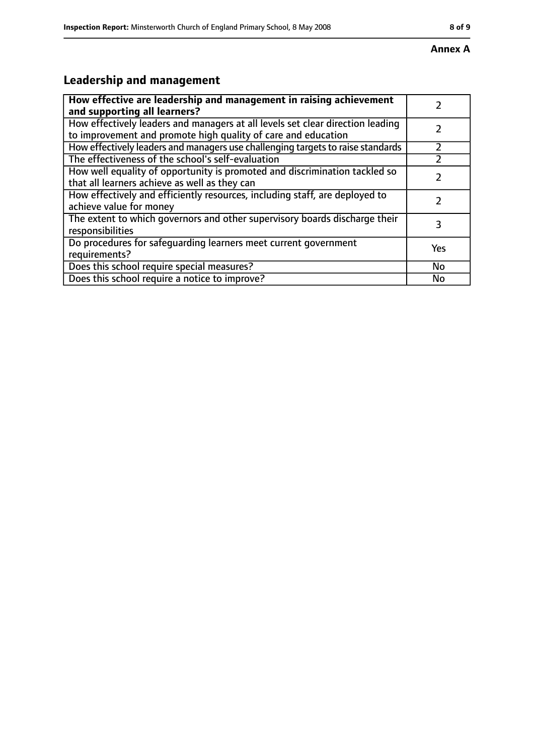**Annex A**

## Leadership and management

| **How effective are leadership and management in raising achievement and supporting all learners?** | 2 |
|---|---|
| How effectively leaders and managers at all levels set clear direction leading to improvement and promote high quality of care and education | 2 |
| How effectively leaders and managers use challenging targets to raise standards | 2 |
| The effectiveness of the school's self-evaluation | 2 |
| How well equality of opportunity is promoted and discrimination tackled so that all learners achieve as well as they can | 2 |
| How effectively and efficiently resources, including staff, are deployed to achieve value for money | 2 |
| The extent to which governors and other supervisory boards discharge their responsibilities | 3 |
| Do procedures for safeguarding learners meet current government requirements? | Yes |
| Does this school require special measures? | No |
| Does this school require a notice to improve? | No |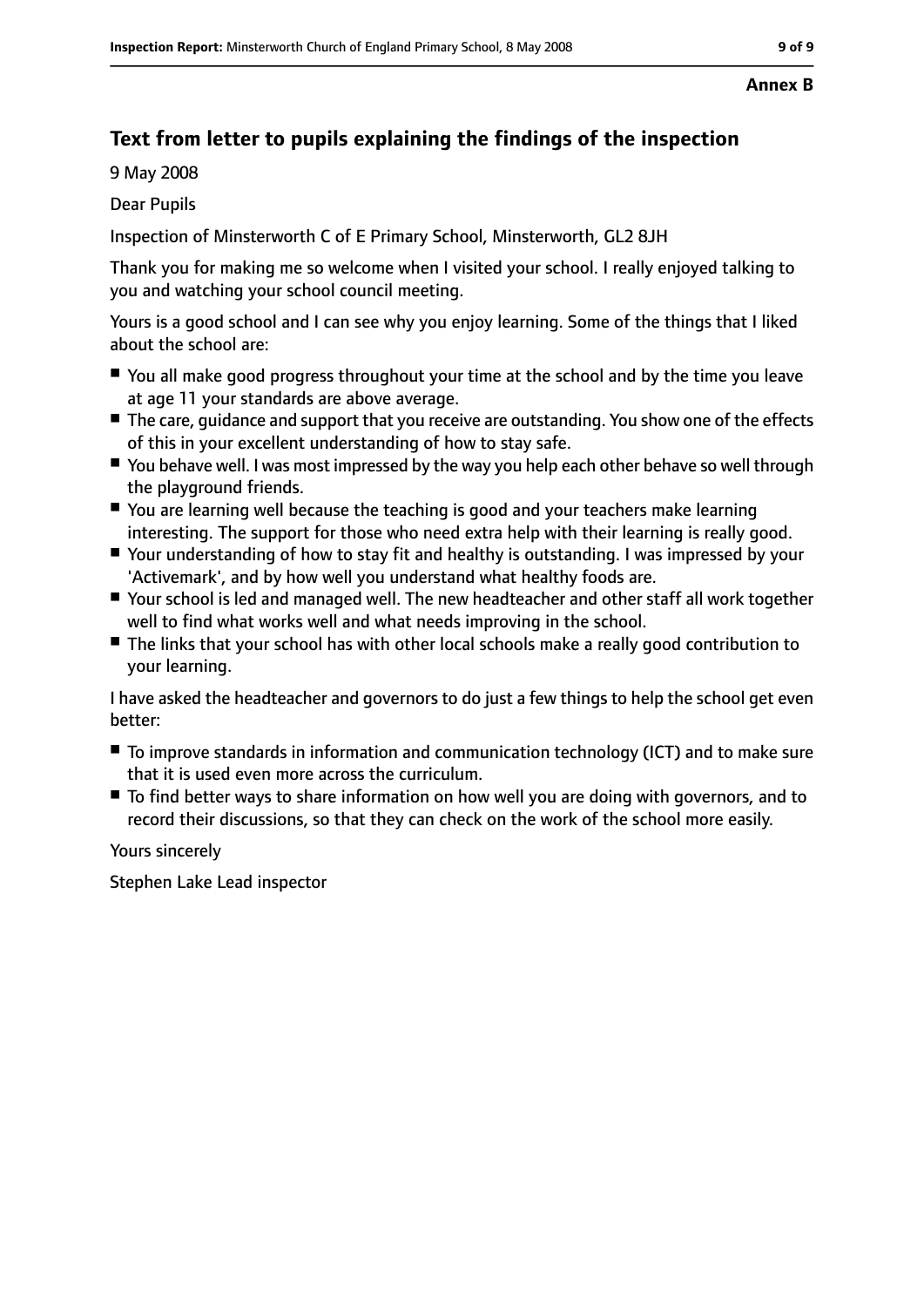**Annex B**

## Text from letter to pupils explaining the findings of the inspection

9 May 2008

Dear Pupils

Inspection of Minsterworth C of E Primary School, Minsterworth, GL2 8JH

Thank you for making me so welcome when I visited your school. I really enjoyed talking to you and watching your school council meeting.

Yours is a good school and I can see why you enjoy learning. Some of the things that I liked about the school are:

- You all make good progress throughout your time at the school and by the time you leave at age 11 your standards are above average.
- The care, guidance and support that you receive are outstanding. You show one of the effects of this in your excellent understanding of how to stay safe.
- You behave well. I was most impressed by the way you help each other behave so well through the playground friends.
- You are learning well because the teaching is good and your teachers make learning interesting. The support for those who need extra help with their learning is really good.
- Your understanding of how to stay fit and healthy is outstanding. I was impressed by your 'Activemark', and by how well you understand what healthy foods are.
- Your school is led and managed well. The new headteacher and other staff all work together well to find what works well and what needs improving in the school.
- The links that your school has with other local schools make a really good contribution to your learning.

I have asked the headteacher and governors to do just a few things to help the school get even better:

- To improve standards in information and communication technology (ICT) and to make sure that it is used even more across the curriculum.
- To find better ways to share information on how well you are doing with governors, and to record their discussions, so that they can check on the work of the school more easily.

Yours sincerely

Stephen Lake Lead inspector